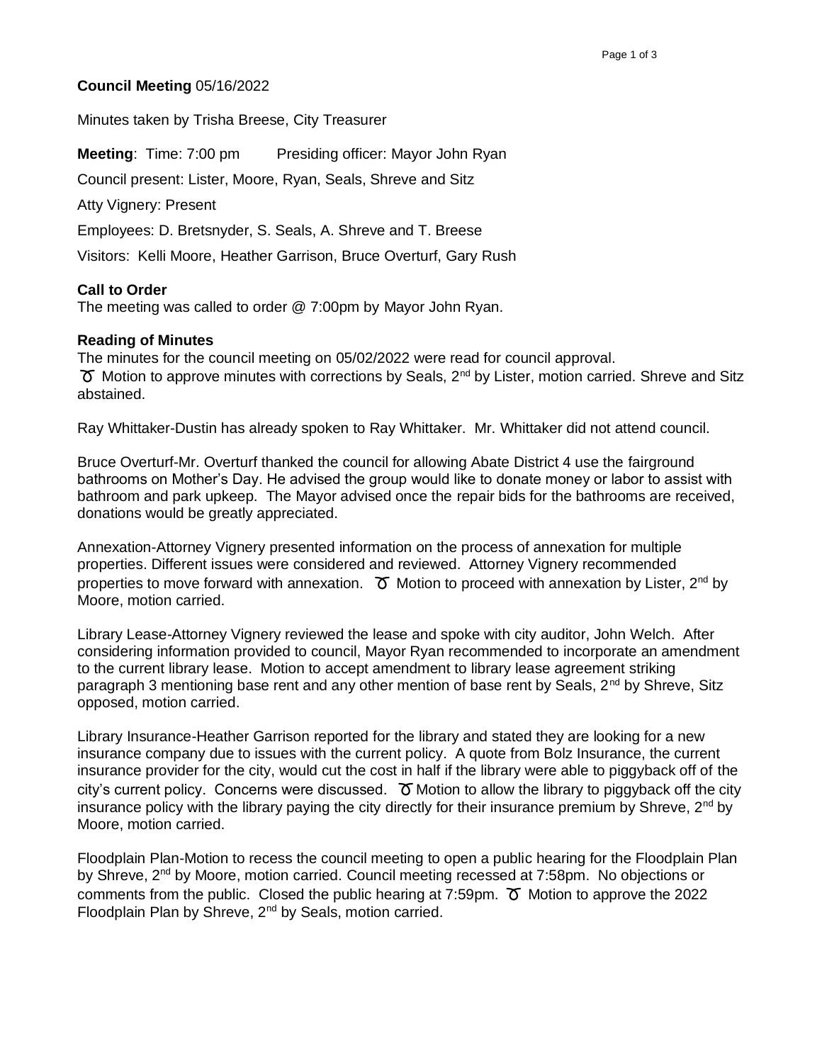**Council Meeting** 05/16/2022

Minutes taken by Trisha Breese, City Treasurer

**Meeting**: Time: 7:00 pm Presiding officer: Mayor John Ryan

Council present: Lister, Moore, Ryan, Seals, Shreve and Sitz

Atty Vignery: Present

Employees: D. Bretsnyder, S. Seals, A. Shreve and T. Breese

Visitors: Kelli Moore, Heather Garrison, Bruce Overturf, Gary Rush

**Call to Order**

The meeting was called to order @ 7:00pm by Mayor John Ryan.

**Reading of Minutes**

The minutes for the council meeting on 05/02/2022 were read for council approval.

♉ Motion to approve minutes with corrections by Seals, 2nd by Lister, motion carried. Shreve and Sitz abstained.

Ray Whittaker-Dustin has already spoken to Ray Whittaker. Mr. Whittaker did not attend council.

Bruce Overturf-Mr. Overturf thanked the council for allowing Abate District 4 use the fairground bathrooms on Mother's Day. He advised the group would like to donate money or labor to assist with bathroom and park upkeep. The Mayor advised once the repair bids for the bathrooms are received, donations would be greatly appreciated.

Annexation-Attorney Vignery presented information on the process of annexation for multiple properties. Different issues were considered and reviewed. Attorney Vignery recommended properties to move forward with annexation. ♉ Motion to proceed with annexation by Lister, 2nd by Moore, motion carried.

Library Lease-Attorney Vignery reviewed the lease and spoke with city auditor, John Welch. After considering information provided to council, Mayor Ryan recommended to incorporate an amendment to the current library lease. Motion to accept amendment to library lease agreement striking paragraph 3 mentioning base rent and any other mention of base rent by Seals, 2nd by Shreve, Sitz opposed, motion carried.

Library Insurance-Heather Garrison reported for the library and stated they are looking for a new insurance company due to issues with the current policy. A quote from Bolz Insurance, the current insurance provider for the city, would cut the cost in half if the library were able to piggyback off of the city's current policy. Concerns were discussed. ♉ Motion to allow the library to piggyback off the city insurance policy with the library paying the city directly for their insurance premium by Shreve, 2nd by Moore, motion carried.

Floodplain Plan-Motion to recess the council meeting to open a public hearing for the Floodplain Plan by Shreve, 2nd by Moore, motion carried. Council meeting recessed at 7:58pm. No objections or comments from the public. Closed the public hearing at 7:59pm. ♉ Motion to approve the 2022 Floodplain Plan by Shreve, 2nd by Seals, motion carried.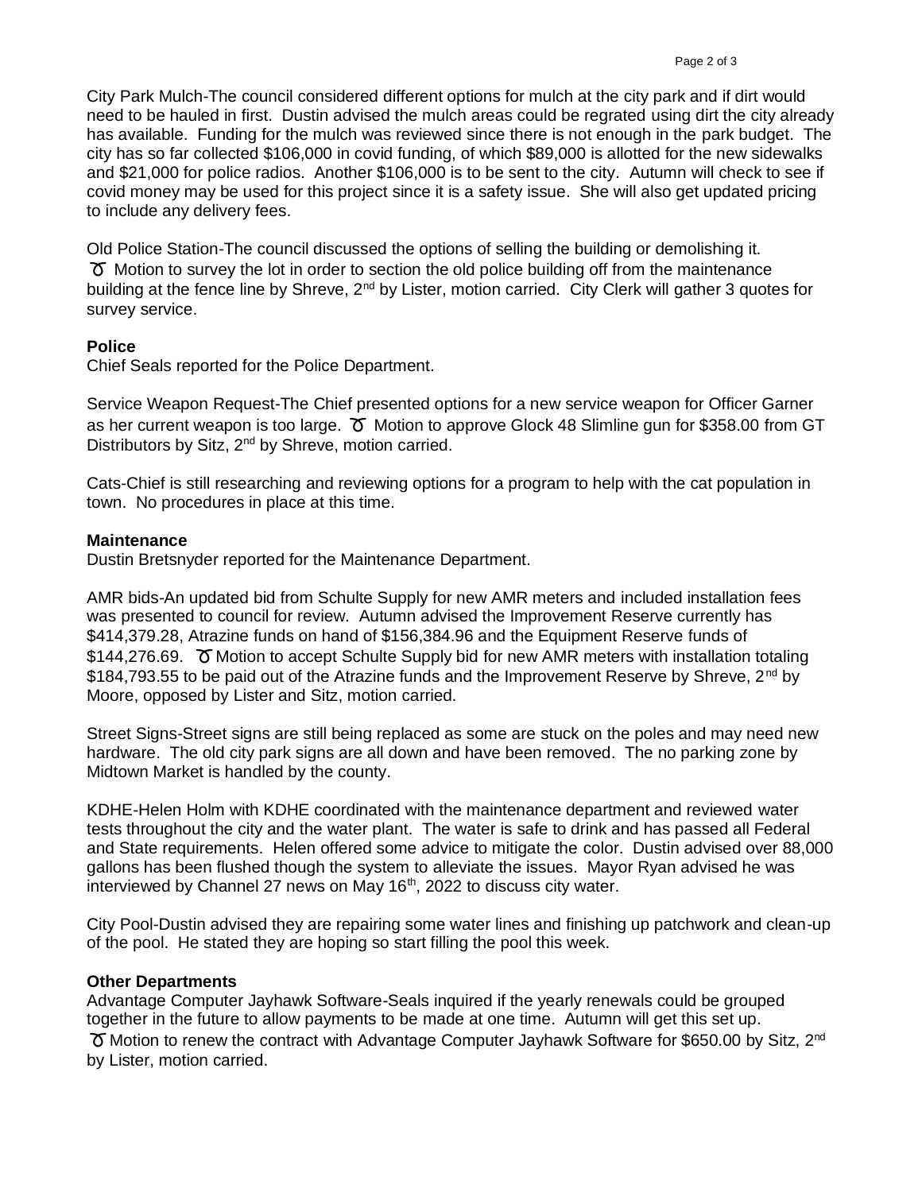City Park Mulch-The council considered different options for mulch at the city park and if dirt would need to be hauled in first. Dustin advised the mulch areas could be regrated using dirt the city already has available. Funding for the mulch was reviewed since there is not enough in the park budget. The city has so far collected $106,000 in covid funding, of which $89,000 is allotted for the new sidewalks and $21,000 for police radios. Another $106,000 is to be sent to the city. Autumn will check to see if covid money may be used for this project since it is a safety issue. She will also get updated pricing to include any delivery fees.

Old Police Station-The council discussed the options of selling the building or demolishing it. ♉ Motion to survey the lot in order to section the old police building off from the maintenance building at the fence line by Shreve, 2nd by Lister, motion carried. City Clerk will gather 3 quotes for survey service.

**Police**

Chief Seals reported for the Police Department.

Service Weapon Request-The Chief presented options for a new service weapon for Officer Garner as her current weapon is too large. ♉ Motion to approve Glock 48 Slimline gun for $358.00 from GT Distributors by Sitz, 2nd by Shreve, motion carried.

Cats-Chief is still researching and reviewing options for a program to help with the cat population in town. No procedures in place at this time.

**Maintenance**

Dustin Bretsnyder reported for the Maintenance Department.

AMR bids-An updated bid from Schulte Supply for new AMR meters and included installation fees was presented to council for review. Autumn advised the Improvement Reserve currently has $414,379.28, Atrazine funds on hand of $156,384.96 and the Equipment Reserve funds of $144,276.69. ♉ Motion to accept Schulte Supply bid for new AMR meters with installation totaling $184,793.55 to be paid out of the Atrazine funds and the Improvement Reserve by Shreve, 2nd by Moore, opposed by Lister and Sitz, motion carried.

Street Signs-Street signs are still being replaced as some are stuck on the poles and may need new hardware. The old city park signs are all down and have been removed. The no parking zone by Midtown Market is handled by the county.

KDHE-Helen Holm with KDHE coordinated with the maintenance department and reviewed water tests throughout the city and the water plant. The water is safe to drink and has passed all Federal and State requirements. Helen offered some advice to mitigate the color. Dustin advised over 88,000 gallons has been flushed though the system to alleviate the issues. Mayor Ryan advised he was interviewed by Channel 27 news on May 16th, 2022 to discuss city water.

City Pool-Dustin advised they are repairing some water lines and finishing up patchwork and clean-up of the pool. He stated they are hoping so start filling the pool this week.

**Other Departments**

Advantage Computer Jayhawk Software-Seals inquired if the yearly renewals could be grouped together in the future to allow payments to be made at one time. Autumn will get this set up. ♉ Motion to renew the contract with Advantage Computer Jayhawk Software for $650.00 by Sitz, 2nd by Lister, motion carried.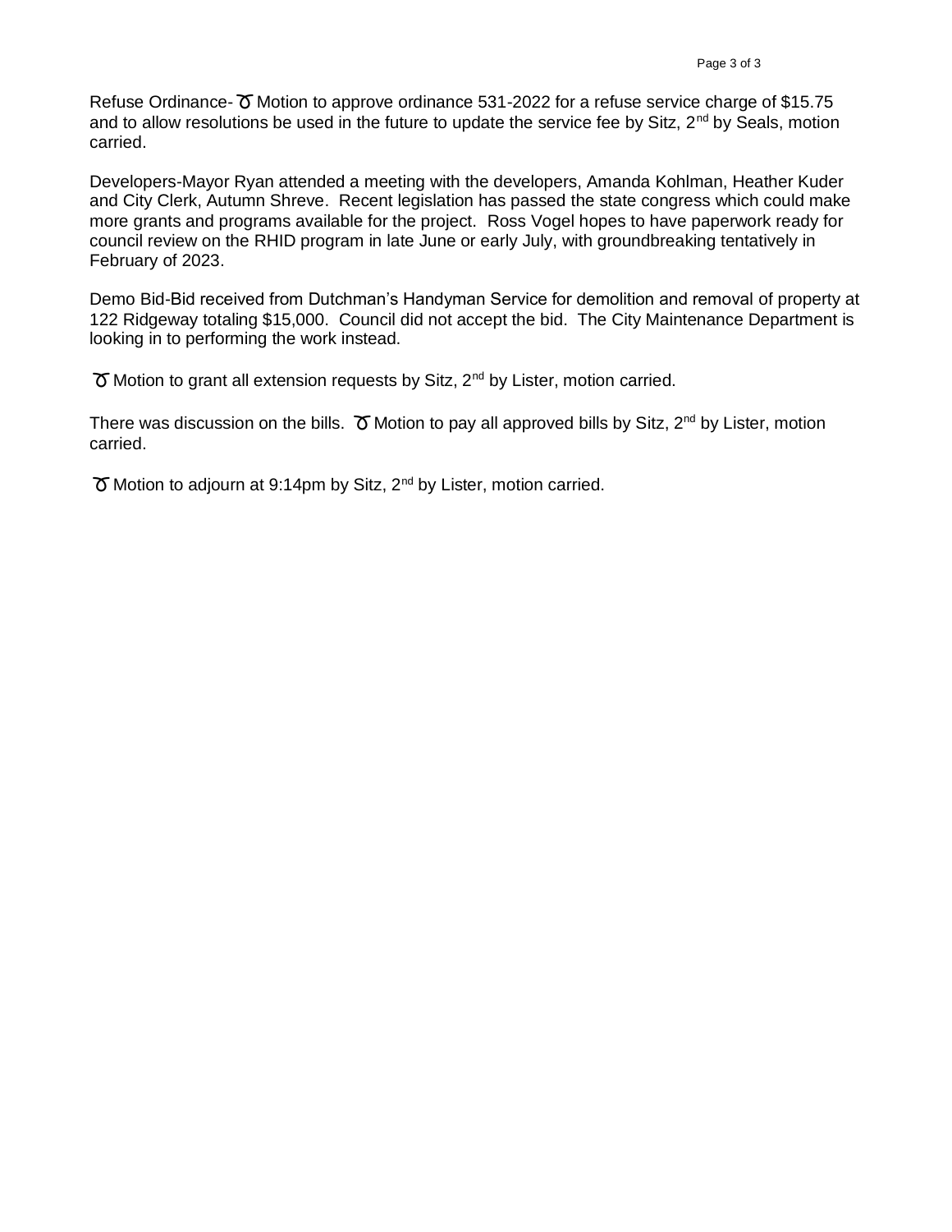Refuse Ordinance- ℧ Motion to approve ordinance 531-2022 for a refuse service charge of $15.75 and to allow resolutions be used in the future to update the service fee by Sitz, 2nd by Seals, motion carried.

Developers-Mayor Ryan attended a meeting with the developers, Amanda Kohlman, Heather Kuder and City Clerk, Autumn Shreve. Recent legislation has passed the state congress which could make more grants and programs available for the project. Ross Vogel hopes to have paperwork ready for council review on the RHID program in late June or early July, with groundbreaking tentatively in February of 2023.

Demo Bid-Bid received from Dutchman's Handyman Service for demolition and removal of property at 122 Ridgeway totaling $15,000. Council did not accept the bid. The City Maintenance Department is looking in to performing the work instead.

℧ Motion to grant all extension requests by Sitz, 2nd by Lister, motion carried.

There was discussion on the bills. ℧ Motion to pay all approved bills by Sitz, 2nd by Lister, motion carried.

℧ Motion to adjourn at 9:14pm by Sitz, 2nd by Lister, motion carried.